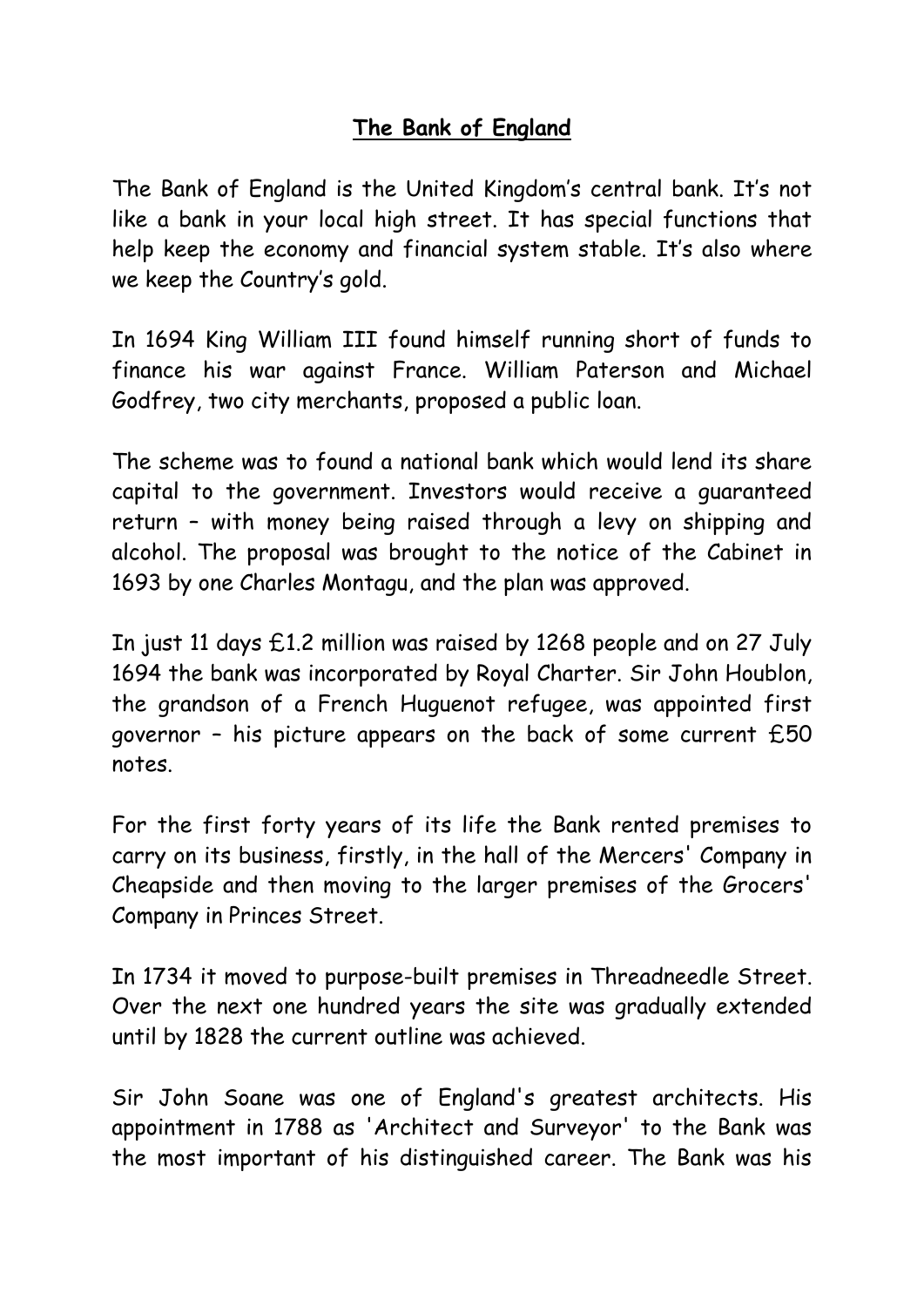# **The Bank of England**

The Bank of England is the United Kingdom's central bank. It's not like a bank in your local high street. It has special functions that help keep the economy and financial system stable. It's also where we keep the Country's gold.

In 1694 King William III found himself running short of funds to finance his war against France. William Paterson and Michael Godfrey, two city merchants, proposed a public loan.

The scheme was to found a national bank which would lend its share capital to the government. Investors would receive a guaranteed return – with money being raised through a levy on shipping and alcohol. The proposal was brought to the notice of the Cabinet in 1693 by one Charles Montagu, and the plan was approved.

In just 11 days £1.2 million was raised by 1268 people and on 27 July 1694 the bank was incorporated by Royal Charter. Sir John Houblon, the grandson of a French Huguenot refugee, was appointed first governor – his picture appears on the back of some current £50 notes.

For the first forty years of its life the Bank rented premises to carry on its business, firstly, in the hall of the Mercers' Company in Cheapside and then moving to the larger premises of the Grocers' Company in Princes Street.

In 1734 it moved to purpose-built premises in Threadneedle Street. Over the next one hundred years the site was gradually extended until by 1828 the current outline was achieved.

Sir John Soane was one of England's greatest architects. His appointment in 1788 as 'Architect and Surveyor' to the Bank was the most important of his distinguished career. The Bank was his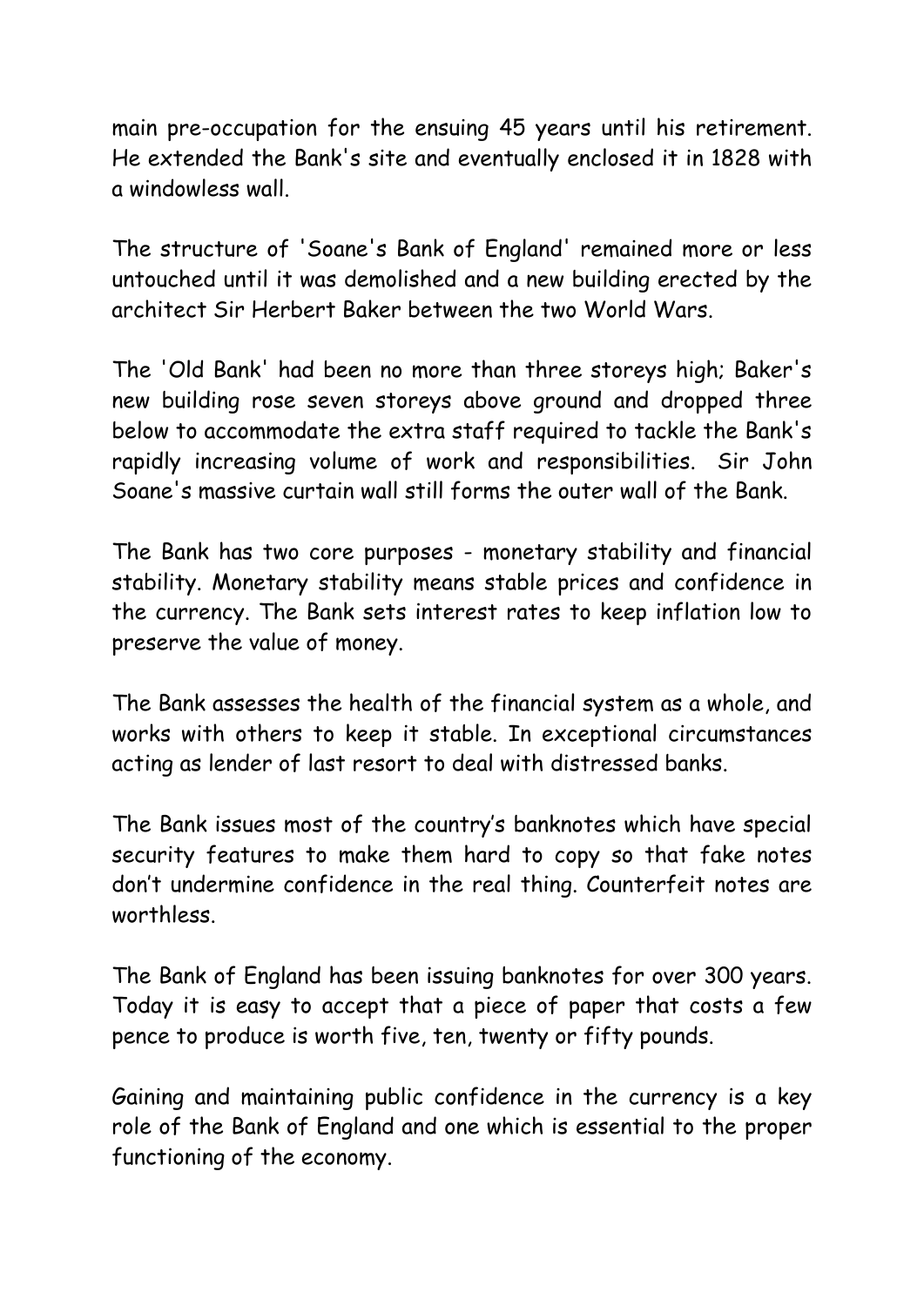main pre-occupation for the ensuing 45 years until his retirement. He extended the Bank's site and eventually enclosed it in 1828 with a windowless wall.

The structure of 'Soane's Bank of England' remained more or less untouched until it was demolished and a new building erected by the architect Sir Herbert Baker between the two World Wars.

The 'Old Bank' had been no more than three storeys high; Baker's new building rose seven storeys above ground and dropped three below to accommodate the extra staff required to tackle the Bank's rapidly increasing volume of work and responsibilities. Sir John Soane's massive curtain wall still forms the outer wall of the Bank.

The Bank has two core purposes - monetary stability and financial stability. Monetary stability means stable prices and confidence in the currency. The Bank sets interest rates to keep inflation low to preserve the value of money.

The Bank assesses the health of the financial system as a whole, and works with others to keep it stable. In exceptional circumstances acting as lender of last resort to deal with distressed banks.

The Bank issues most of the country's banknotes which have special security features to make them hard to copy so that fake notes don't undermine confidence in the real thing. Counterfeit notes are worthless.

The Bank of England has been issuing banknotes for over 300 years. Today it is easy to accept that a piece of paper that costs a few pence to produce is worth five, ten, twenty or fifty pounds.

Gaining and maintaining public confidence in the currency is a key role of the Bank of England and one which is essential to the proper functioning of the economy.